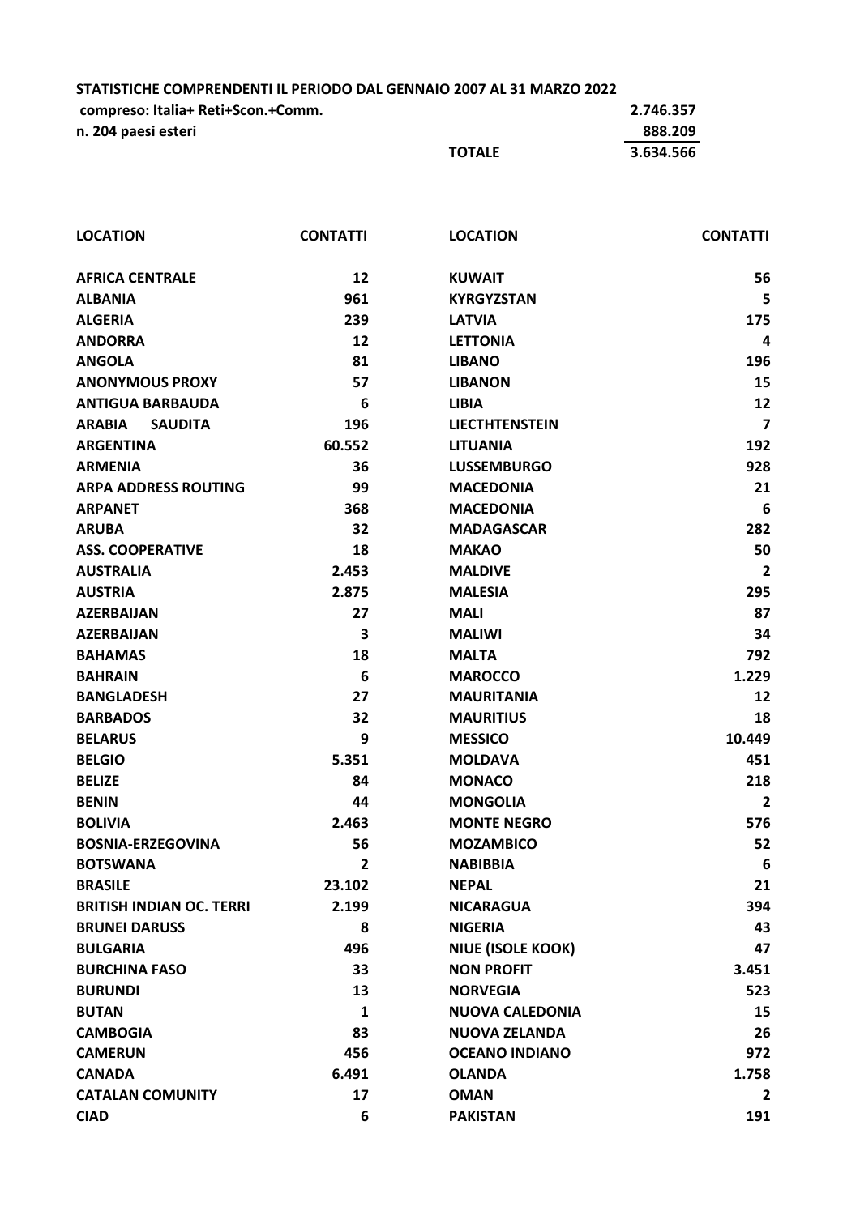**STATISTICHE COMPRENDENTI IL PERIODO DAL GENNAIO 2007 AL 31 MARZO 2022**

| | | |
|---|---|---|
| **compreso: Italia+ Reti+Scon.+Comm.** | | **2.746.357** |
| **n. 204 paesi esteri** | | **888.209** |
| | **TOTALE** | **3.634.566** |

| LOCATION | CONTATTI | LOCATION | CONTATTI |
|---|---|---|---|
| AFRICA CENTRALE | 12 | KUWAIT | 56 |
| ALBANIA | 961 | KYRGYZSTAN | 5 |
| ALGERIA | 239 | LATVIA | 175 |
| ANDORRA | 12 | LETTONIA | 4 |
| ANGOLA | 81 | LIBANO | 196 |
| ANONYMOUS PROXY | 57 | LIBANON | 15 |
| ANTIGUA BARBAUDA | 6 | LIBIA | 12 |
| ARABIA SAUDITA | 196 | LIECTHTENSTEIN | 7 |
| ARGENTINA | 60.552 | LITUANIA | 192 |
| ARMENIA | 36 | LUSSEMBURGO | 928 |
| ARPA ADDRESS ROUTING | 99 | MACEDONIA | 21 |
| ARPANET | 368 | MACEDONIA | 6 |
| ARUBA | 32 | MADAGASCAR | 282 |
| ASS. COOPERATIVE | 18 | MAKAO | 50 |
| AUSTRALIA | 2.453 | MALDIVE | 2 |
| AUSTRIA | 2.875 | MALESIA | 295 |
| AZERBAIJAN | 27 | MALI | 87 |
| AZERBAIJAN | 3 | MALIWI | 34 |
| BAHAMAS | 18 | MALTA | 792 |
| BAHRAIN | 6 | MAROCCO | 1.229 |
| BANGLADESH | 27 | MAURITANIA | 12 |
| BARBADOS | 32 | MAURITIUS | 18 |
| BELARUS | 9 | MESSICO | 10.449 |
| BELGIO | 5.351 | MOLDAVA | 451 |
| BELIZE | 84 | MONACO | 218 |
| BENIN | 44 | MONGOLIA | 2 |
| BOLIVIA | 2.463 | MONTE NEGRO | 576 |
| BOSNIA-ERZEGOVINA | 56 | MOZAMBICO | 52 |
| BOTSWANA | 2 | NABIBBIA | 6 |
| BRASILE | 23.102 | NEPAL | 21 |
| BRITISH INDIAN OC. TERRI | 2.199 | NICARAGUA | 394 |
| BRUNEI DARUSS | 8 | NIGERIA | 43 |
| BULGARIA | 496 | NIUE (ISOLE KOOK) | 47 |
| BURCHINA FASO | 33 | NON PROFIT | 3.451 |
| BURUNDI | 13 | NORVEGIA | 523 |
| BUTAN | 1 | NUOVA CALEDONIA | 15 |
| CAMBOGIA | 83 | NUOVA ZELANDA | 26 |
| CAMERUN | 456 | OCEANO INDIANO | 972 |
| CANADA | 6.491 | OLANDA | 1.758 |
| CATALAN COMUNITY | 17 | OMAN | 2 |
| CIAD | 6 | PAKISTAN | 191 |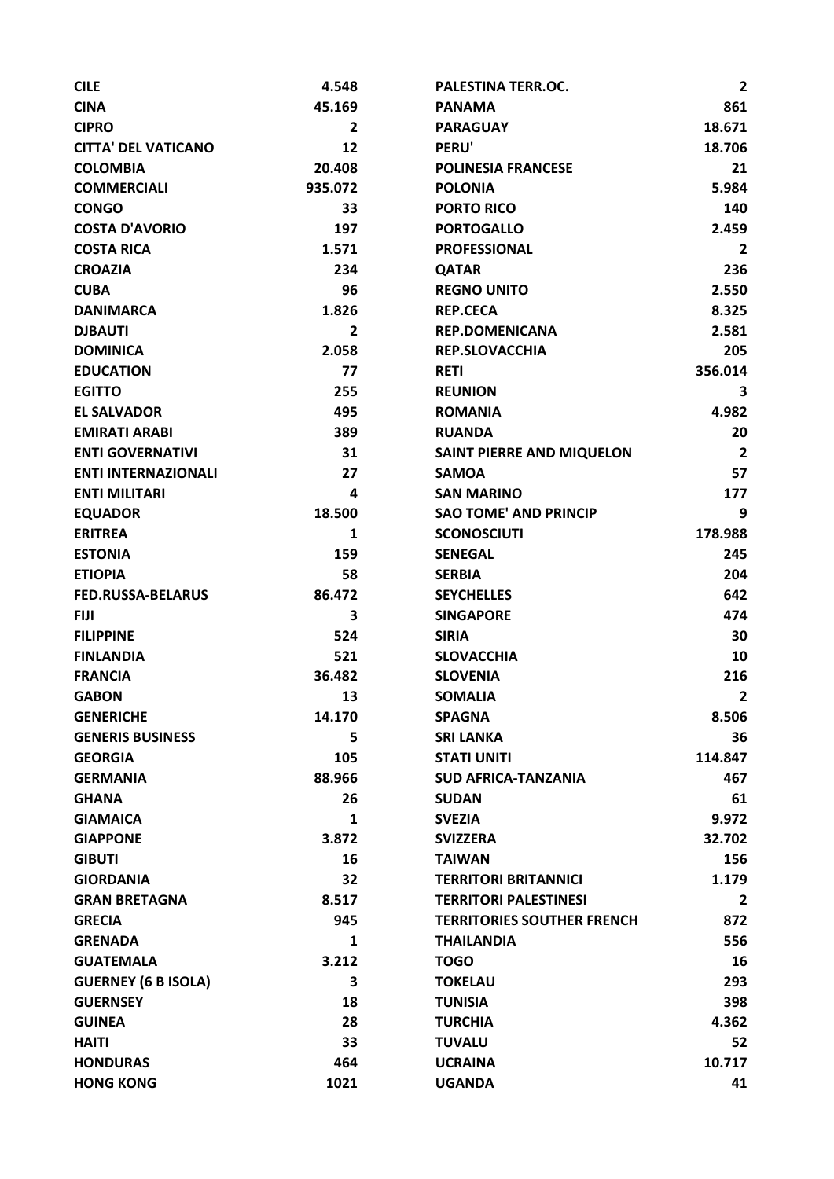| | | | |
|---|---|---|---|
| **CILE** | **4.548** | **PALESTINA TERR.OC.** | **2** |
| **CINA** | **45.169** | **PANAMA** | **861** |
| **CIPRO** | **2** | **PARAGUAY** | **18.671** |
| **CITTA' DEL VATICANO** | **12** | **PERU'** | **18.706** |
| **COLOMBIA** | **20.408** | **POLINESIA FRANCESE** | **21** |
| **COMMERCIALI** | **935.072** | **POLONIA** | **5.984** |
| **CONGO** | **33** | **PORTO RICO** | **140** |
| **COSTA D'AVORIO** | **197** | **PORTOGALLO** | **2.459** |
| **COSTA RICA** | **1.571** | **PROFESSIONAL** | **2** |
| **CROAZIA** | **234** | **QATAR** | **236** |
| **CUBA** | **96** | **REGNO UNITO** | **2.550** |
| **DANIMARCA** | **1.826** | **REP.CECA** | **8.325** |
| **DJBAUTI** | **2** | **REP.DOMENICANA** | **2.581** |
| **DOMINICA** | **2.058** | **REP.SLOVACCHIA** | **205** |
| **EDUCATION** | **77** | **RETI** | **356.014** |
| **EGITTO** | **255** | **REUNION** | **3** |
| **EL SALVADOR** | **495** | **ROMANIA** | **4.982** |
| **EMIRATI ARABI** | **389** | **RUANDA** | **20** |
| **ENTI GOVERNATIVI** | **31** | **SAINT PIERRE AND MIQUELON** | **2** |
| **ENTI INTERNAZIONALI** | **27** | **SAMOA** | **57** |
| **ENTI MILITARI** | **4** | **SAN MARINO** | **177** |
| **EQUADOR** | **18.500** | **SAO TOME' AND PRINCIP** | **9** |
| **ERITREA** | **1** | **SCONOSCIUTI** | **178.988** |
| **ESTONIA** | **159** | **SENEGAL** | **245** |
| **ETIOPIA** | **58** | **SERBIA** | **204** |
| **FED.RUSSA-BELARUS** | **86.472** | **SEYCHELLES** | **642** |
| **FIJI** | **3** | **SINGAPORE** | **474** |
| **FILIPPINE** | **524** | **SIRIA** | **30** |
| **FINLANDIA** | **521** | **SLOVACCHIA** | **10** |
| **FRANCIA** | **36.482** | **SLOVENIA** | **216** |
| **GABON** | **13** | **SOMALIA** | **2** |
| **GENERICHE** | **14.170** | **SPAGNA** | **8.506** |
| **GENERIS BUSINESS** | **5** | **SRI LANKA** | **36** |
| **GEORGIA** | **105** | **STATI UNITI** | **114.847** |
| **GERMANIA** | **88.966** | **SUD AFRICA-TANZANIA** | **467** |
| **GHANA** | **26** | **SUDAN** | **61** |
| **GIAMAICA** | **1** | **SVEZIA** | **9.972** |
| **GIAPPONE** | **3.872** | **SVIZZERA** | **32.702** |
| **GIBUTI** | **16** | **TAIWAN** | **156** |
| **GIORDANIA** | **32** | **TERRITORI BRITANNICI** | **1.179** |
| **GRAN BRETAGNA** | **8.517** | **TERRITORI PALESTINESI** | **2** |
| **GRECIA** | **945** | **TERRITORIES SOUTHER FRENCH** | **872** |
| **GRENADA** | **1** | **THAILANDIA** | **556** |
| **GUATEMALA** | **3.212** | **TOGO** | **16** |
| **GUERNEY (6 B ISOLA)** | **3** | **TOKELAU** | **293** |
| **GUERNSEY** | **18** | **TUNISIA** | **398** |
| **GUINEA** | **28** | **TURCHIA** | **4.362** |
| **HAITI** | **33** | **TUVALU** | **52** |
| **HONDURAS** | **464** | **UCRAINA** | **10.717** |
| **HONG KONG** | **1021** | **UGANDA** | **41** |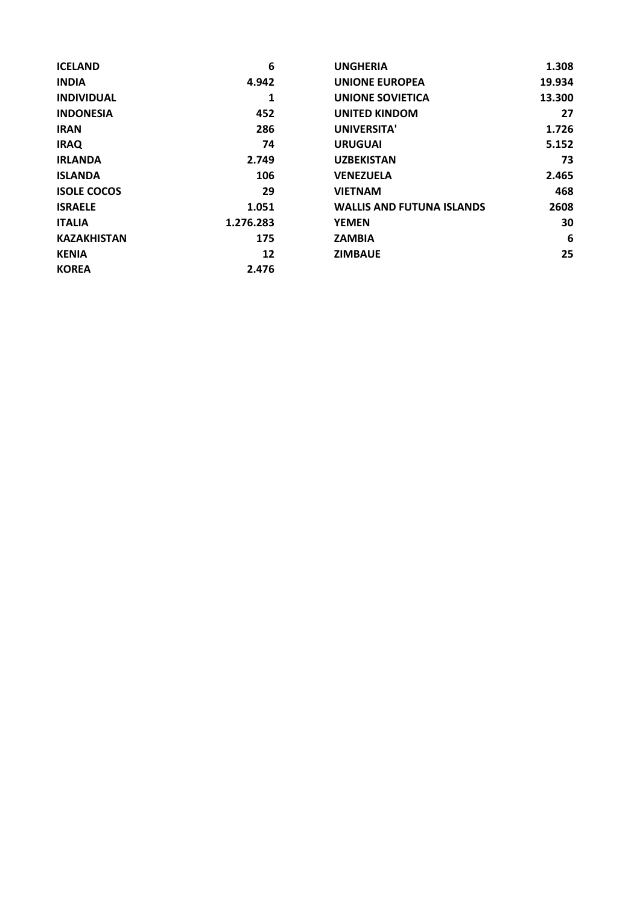| | | | |
|---|---|---|---|
| **ICELAND** | **6** | **UNGHERIA** | **1.308** |
| **INDIA** | **4.942** | **UNIONE EUROPEA** | **19.934** |
| **INDIVIDUAL** | **1** | **UNIONE SOVIETICA** | **13.300** |
| **INDONESIA** | **452** | **UNITED KINDOM** | **27** |
| **IRAN** | **286** | **UNIVERSITA'** | **1.726** |
| **IRAQ** | **74** | **URUGUAI** | **5.152** |
| **IRLANDA** | **2.749** | **UZBEKISTAN** | **73** |
| **ISLANDA** | **106** | **VENEZUELA** | **2.465** |
| **ISOLE COCOS** | **29** | **VIETNAM** | **468** |
| **ISRAELE** | **1.051** | **WALLIS AND FUTUNA ISLANDS** | **2608** |
| **ITALIA** | **1.276.283** | **YEMEN** | **30** |
| **KAZAKHISTAN** | **175** | **ZAMBIA** | **6** |
| **KENIA** | **12** | **ZIMBAUE** | **25** |
| **KOREA** | **2.476** | | |